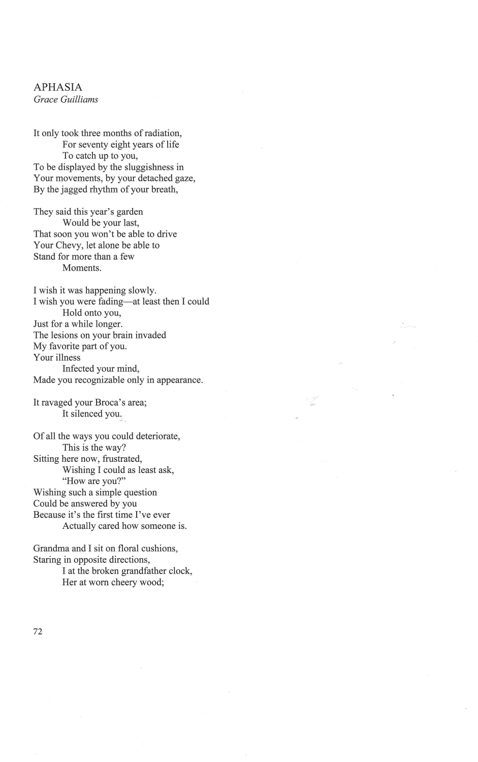# APHASIA

*Grace Guilliams*

It only took three months of radiation,  
&nbsp;&nbsp;&nbsp;&nbsp;&nbsp;&nbsp;&nbsp;&nbsp;For seventy eight years of life  
&nbsp;&nbsp;&nbsp;&nbsp;&nbsp;&nbsp;&nbsp;&nbsp;To catch up to you,  
To be displayed by the sluggishness in  
Your movements, by your detached gaze,  
By the jagged rhythm of your breath,

They said this year's garden  
&nbsp;&nbsp;&nbsp;&nbsp;&nbsp;&nbsp;&nbsp;&nbsp;Would be your last,  
That soon you won't be able to drive  
Your Chevy, let alone be able to  
Stand for more than a few  
&nbsp;&nbsp;&nbsp;&nbsp;&nbsp;&nbsp;&nbsp;&nbsp;Moments.

I wish it was happening slowly.  
I wish you were fading—at least then I could  
&nbsp;&nbsp;&nbsp;&nbsp;&nbsp;&nbsp;&nbsp;&nbsp;Hold onto you,  
Just for a while longer.  
The lesions on your brain invaded  
My favorite part of you.  
Your illness  
&nbsp;&nbsp;&nbsp;&nbsp;&nbsp;&nbsp;&nbsp;&nbsp;Infected your mind,  
Made you recognizable only in appearance.

It ravaged your Broca's area;  
&nbsp;&nbsp;&nbsp;&nbsp;&nbsp;&nbsp;&nbsp;&nbsp;It silenced you.

Of all the ways you could deteriorate,  
&nbsp;&nbsp;&nbsp;&nbsp;&nbsp;&nbsp;&nbsp;&nbsp;This is the way?  
Sitting here now, frustrated,  
&nbsp;&nbsp;&nbsp;&nbsp;&nbsp;&nbsp;&nbsp;&nbsp;Wishing I could as least ask,  
&nbsp;&nbsp;&nbsp;&nbsp;&nbsp;&nbsp;&nbsp;&nbsp;"How are you?"  
Wishing such a simple question  
Could be answered by you  
Because it's the first time I've ever  
&nbsp;&nbsp;&nbsp;&nbsp;&nbsp;&nbsp;&nbsp;&nbsp;Actually cared how someone is.

Grandma and I sit on floral cushions,  
Staring in opposite directions,  
&nbsp;&nbsp;&nbsp;&nbsp;&nbsp;&nbsp;&nbsp;&nbsp;I at the broken grandfather clock,  
&nbsp;&nbsp;&nbsp;&nbsp;&nbsp;&nbsp;&nbsp;&nbsp;Her at worn cheery wood;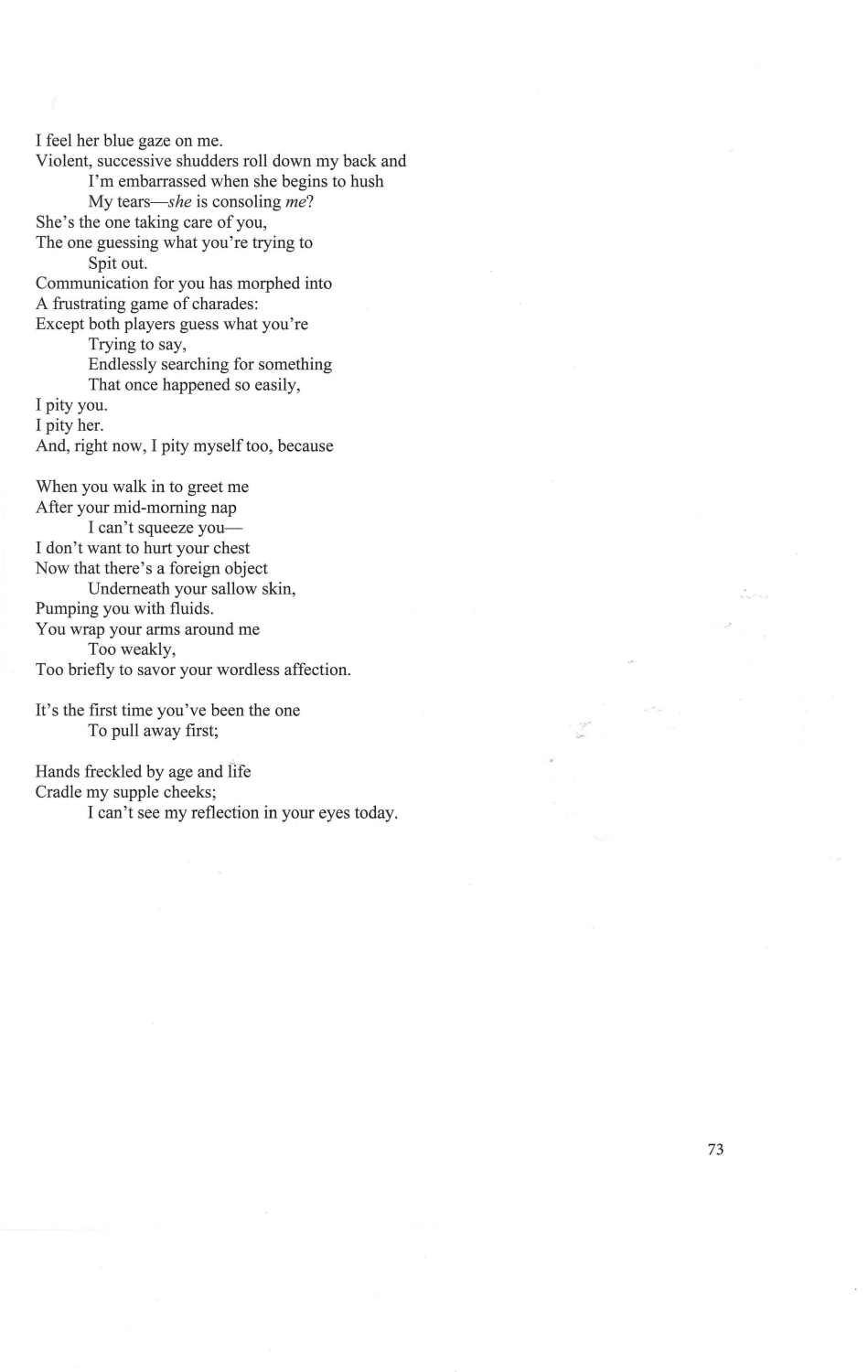I feel her blue gaze on me.
Violent, successive shudders roll down my back and
        I'm embarrassed when she begins to hush
        My tears—*she* is consoling *me*?
She's the one taking care of you,
The one guessing what you're trying to
        Spit out.
Communication for you has morphed into
A frustrating game of charades:
Except both players guess what you're
        Trying to say,
        Endlessly searching for something
        That once happened so easily,
I pity you.
I pity her.
And, right now, I pity myself too, because

When you walk in to greet me
After your mid-morning nap
        I can't squeeze you—
I don't want to hurt your chest
Now that there's a foreign object
        Underneath your sallow skin,
Pumping you with fluids.
You wrap your arms around me
        Too weakly,
Too briefly to savor your wordless affection.

It's the first time you've been the one
        To pull away first;

Hands freckled by age and life
Cradle my supple cheeks;
        I can't see my reflection in your eyes today.